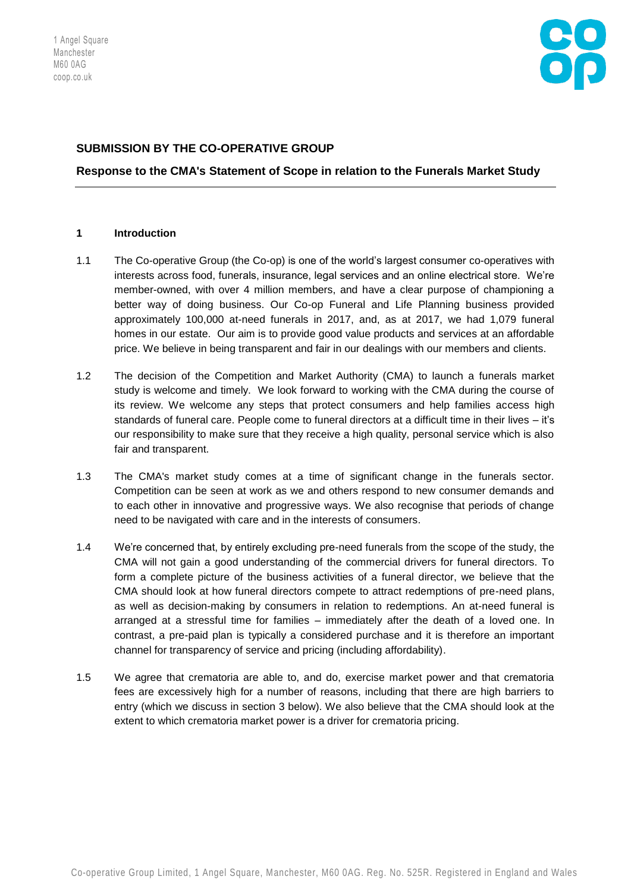1 Angel Square
Manchester
M60 0AG
coop.co.uk

**SUBMISSION BY THE CO-OPERATIVE GROUP**

**Response to the CMA's Statement of Scope in relation to the Funerals Market Study**

---

## 1 Introduction

1.1 The Co-operative Group (the Co-op) is one of the world's largest consumer co-operatives with interests across food, funerals, insurance, legal services and an online electrical store. We're member-owned, with over 4 million members, and have a clear purpose of championing a better way of doing business. Our Co-op Funeral and Life Planning business provided approximately 100,000 at-need funerals in 2017, and, as at 2017, we had 1,079 funeral homes in our estate. Our aim is to provide good value products and services at an affordable price. We believe in being transparent and fair in our dealings with our members and clients.

1.2 The decision of the Competition and Market Authority (CMA) to launch a funerals market study is welcome and timely. We look forward to working with the CMA during the course of its review. We welcome any steps that protect consumers and help families access high standards of funeral care. People come to funeral directors at a difficult time in their lives – it's our responsibility to make sure that they receive a high quality, personal service which is also fair and transparent.

1.3 The CMA's market study comes at a time of significant change in the funerals sector. Competition can be seen at work as we and others respond to new consumer demands and to each other in innovative and progressive ways. We also recognise that periods of change need to be navigated with care and in the interests of consumers.

1.4 We're concerned that, by entirely excluding pre-need funerals from the scope of the study, the CMA will not gain a good understanding of the commercial drivers for funeral directors. To form a complete picture of the business activities of a funeral director, we believe that the CMA should look at how funeral directors compete to attract redemptions of pre-need plans, as well as decision-making by consumers in relation to redemptions. An at-need funeral is arranged at a stressful time for families – immediately after the death of a loved one. In contrast, a pre-paid plan is typically a considered purchase and it is therefore an important channel for transparency of service and pricing (including affordability).

1.5 We agree that crematoria are able to, and do, exercise market power and that crematoria fees are excessively high for a number of reasons, including that there are high barriers to entry (which we discuss in section 3 below). We also believe that the CMA should look at the extent to which crematoria market power is a driver for crematoria pricing.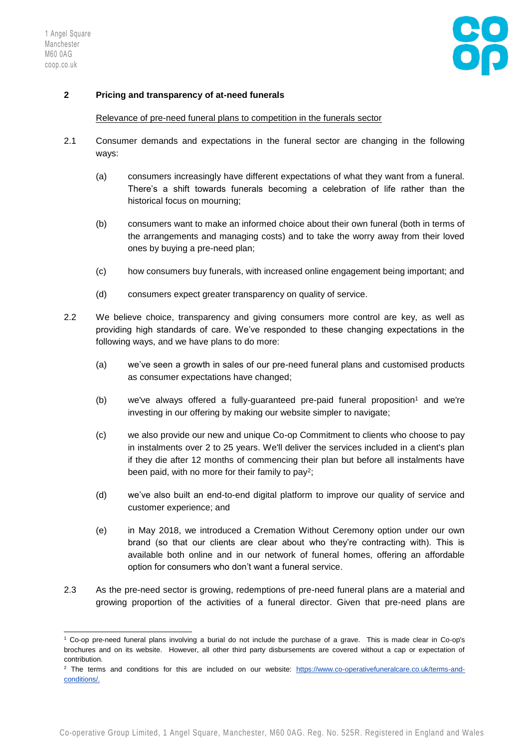## 2 Pricing and transparency of at-need funerals

Relevance of pre-need funeral plans to competition in the funerals sector

2.1 Consumer demands and expectations in the funeral sector are changing in the following ways:

(a) consumers increasingly have different expectations of what they want from a funeral. There's a shift towards funerals becoming a celebration of life rather than the historical focus on mourning;

(b) consumers want to make an informed choice about their own funeral (both in terms of the arrangements and managing costs) and to take the worry away from their loved ones by buying a pre-need plan;

(c) how consumers buy funerals, with increased online engagement being important; and

(d) consumers expect greater transparency on quality of service.

2.2 We believe choice, transparency and giving consumers more control are key, as well as providing high standards of care. We've responded to these changing expectations in the following ways, and we have plans to do more:

(a) we've seen a growth in sales of our pre-need funeral plans and customised products as consumer expectations have changed;

(b) we've always offered a fully-guaranteed pre-paid funeral proposition[1] and we're investing in our offering by making our website simpler to navigate;

(c) we also provide our new and unique Co-op Commitment to clients who choose to pay in instalments over 2 to 25 years. We'll deliver the services included in a client's plan if they die after 12 months of commencing their plan but before all instalments have been paid, with no more for their family to pay[2];

(d) we've also built an end-to-end digital platform to improve our quality of service and customer experience; and

(e) in May 2018, we introduced a Cremation Without Ceremony option under our own brand (so that our clients are clear about who they're contracting with). This is available both online and in our network of funeral homes, offering an affordable option for consumers who don't want a funeral service.

2.3 As the pre-need sector is growing, redemptions of pre-need funeral plans are a material and growing proportion of the activities of a funeral director. Given that pre-need plans are

---

[1] Co-op pre-need funeral plans involving a burial do not include the purchase of a grave. This is made clear in Co-op's brochures and on its website. However, all other third party disbursements are covered without a cap or expectation of contribution.

[2] The terms and conditions for this are included on our website: https://www.co-operativefuneralcare.co.uk/terms-and-conditions/.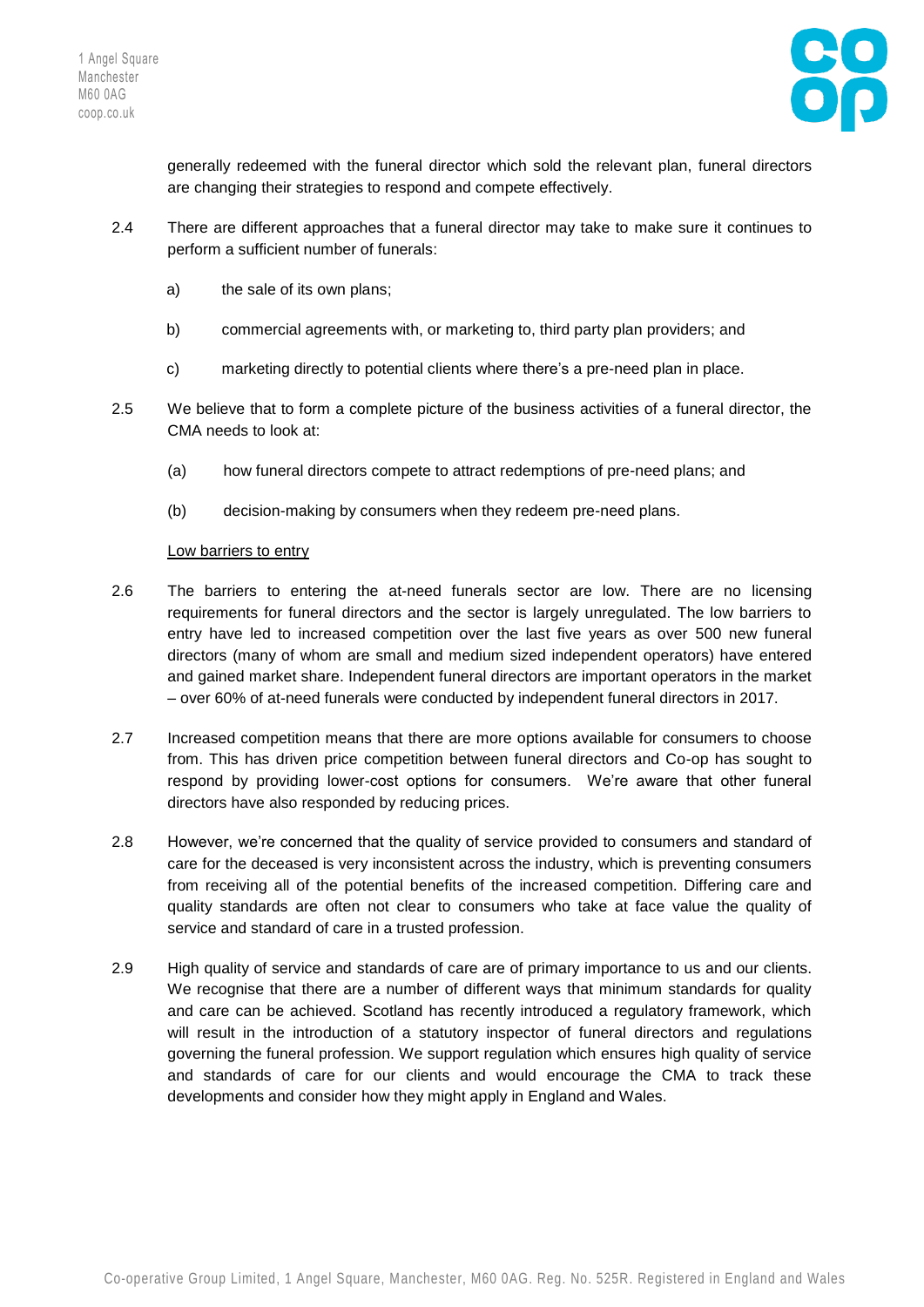generally redeemed with the funeral director which sold the relevant plan, funeral directors are changing their strategies to respond and compete effectively.

2.4 There are different approaches that a funeral director may take to make sure it continues to perform a sufficient number of funerals:

a) the sale of its own plans;

b) commercial agreements with, or marketing to, third party plan providers; and

c) marketing directly to potential clients where there's a pre-need plan in place.

2.5 We believe that to form a complete picture of the business activities of a funeral director, the CMA needs to look at:

(a) how funeral directors compete to attract redemptions of pre-need plans; and

(b) decision-making by consumers when they redeem pre-need plans.

<u>Low barriers to entry</u>

2.6 The barriers to entering the at-need funerals sector are low. There are no licensing requirements for funeral directors and the sector is largely unregulated. The low barriers to entry have led to increased competition over the last five years as over 500 new funeral directors (many of whom are small and medium sized independent operators) have entered and gained market share. Independent funeral directors are important operators in the market – over 60% of at-need funerals were conducted by independent funeral directors in 2017.

2.7 Increased competition means that there are more options available for consumers to choose from. This has driven price competition between funeral directors and Co-op has sought to respond by providing lower-cost options for consumers. We're aware that other funeral directors have also responded by reducing prices.

2.8 However, we're concerned that the quality of service provided to consumers and standard of care for the deceased is very inconsistent across the industry, which is preventing consumers from receiving all of the potential benefits of the increased competition. Differing care and quality standards are often not clear to consumers who take at face value the quality of service and standard of care in a trusted profession.

2.9 High quality of service and standards of care are of primary importance to us and our clients. We recognise that there are a number of different ways that minimum standards for quality and care can be achieved. Scotland has recently introduced a regulatory framework, which will result in the introduction of a statutory inspector of funeral directors and regulations governing the funeral profession. We support regulation which ensures high quality of service and standards of care for our clients and would encourage the CMA to track these developments and consider how they might apply in England and Wales.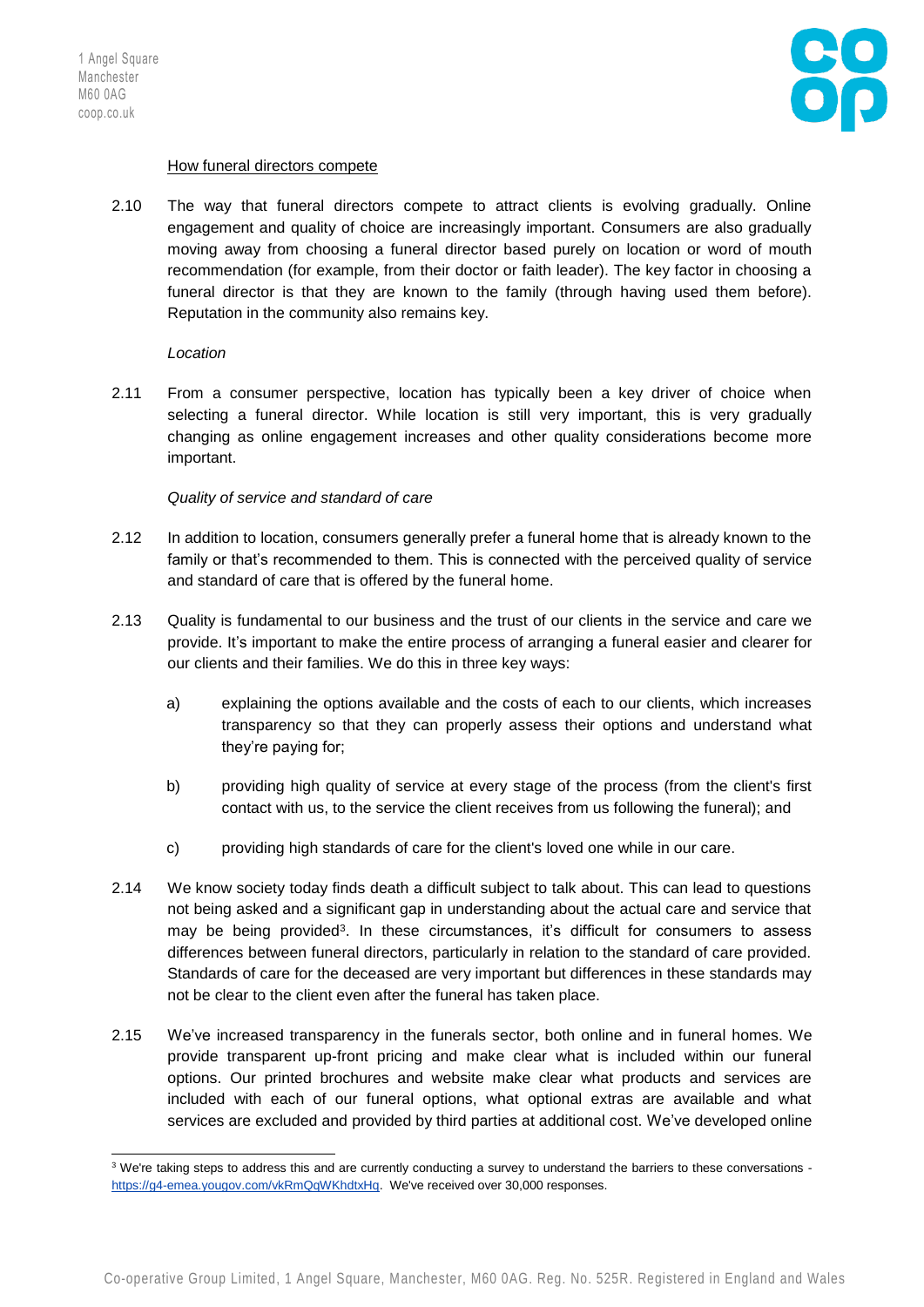<u>How funeral directors compete</u>

2.10 The way that funeral directors compete to attract clients is evolving gradually. Online engagement and quality of choice are increasingly important. Consumers are also gradually moving away from choosing a funeral director based purely on location or word of mouth recommendation (for example, from their doctor or faith leader). The key factor in choosing a funeral director is that they are known to the family (through having used them before). Reputation in the community also remains key.

*Location*

2.11 From a consumer perspective, location has typically been a key driver of choice when selecting a funeral director. While location is still very important, this is very gradually changing as online engagement increases and other quality considerations become more important.

*Quality of service and standard of care*

2.12 In addition to location, consumers generally prefer a funeral home that is already known to the family or that's recommended to them. This is connected with the perceived quality of service and standard of care that is offered by the funeral home.

2.13 Quality is fundamental to our business and the trust of our clients in the service and care we provide. It's important to make the entire process of arranging a funeral easier and clearer for our clients and their families. We do this in three key ways:

a) explaining the options available and the costs of each to our clients, which increases transparency so that they can properly assess their options and understand what they're paying for;

b) providing high quality of service at every stage of the process (from the client's first contact with us, to the service the client receives from us following the funeral); and

c) providing high standards of care for the client's loved one while in our care.

2.14 We know society today finds death a difficult subject to talk about. This can lead to questions not being asked and a significant gap in understanding about the actual care and service that may be being provided[3]. In these circumstances, it's difficult for consumers to assess differences between funeral directors, particularly in relation to the standard of care provided. Standards of care for the deceased are very important but differences in these standards may not be clear to the client even after the funeral has taken place.

2.15 We've increased transparency in the funerals sector, both online and in funeral homes. We provide transparent up-front pricing and make clear what is included within our funeral options. Our printed brochures and website make clear what products and services are included with each of our funeral options, what optional extras are available and what services are excluded and provided by third parties at additional cost. We've developed online

[3] We're taking steps to address this and are currently conducting a survey to understand the barriers to these conversations - https://g4-emea.yougov.com/vkRmQqWKhdtxHq. We've received over 30,000 responses.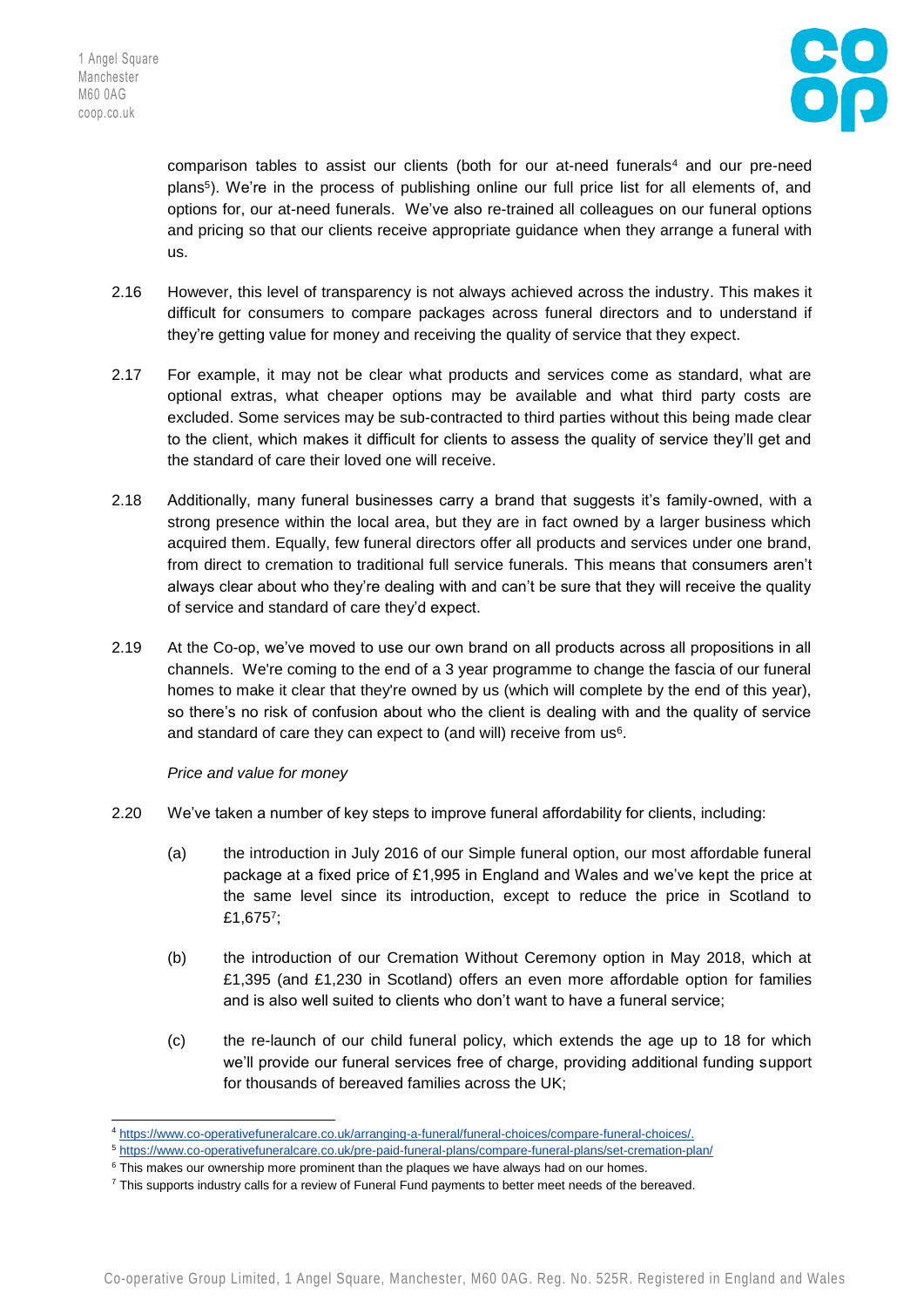comparison tables to assist our clients (both for our at-need funerals[4] and our pre-need plans[5]). We're in the process of publishing online our full price list for all elements of, and options for, our at-need funerals. We've also re-trained all colleagues on our funeral options and pricing so that our clients receive appropriate guidance when they arrange a funeral with us.

2.16 However, this level of transparency is not always achieved across the industry. This makes it difficult for consumers to compare packages across funeral directors and to understand if they're getting value for money and receiving the quality of service that they expect.

2.17 For example, it may not be clear what products and services come as standard, what are optional extras, what cheaper options may be available and what third party costs are excluded. Some services may be sub-contracted to third parties without this being made clear to the client, which makes it difficult for clients to assess the quality of service they'll get and the standard of care their loved one will receive.

2.18 Additionally, many funeral businesses carry a brand that suggests it's family-owned, with a strong presence within the local area, but they are in fact owned by a larger business which acquired them. Equally, few funeral directors offer all products and services under one brand, from direct to cremation to traditional full service funerals. This means that consumers aren't always clear about who they're dealing with and can't be sure that they will receive the quality of service and standard of care they'd expect.

2.19 At the Co-op, we've moved to use our own brand on all products across all propositions in all channels. We're coming to the end of a 3 year programme to change the fascia of our funeral homes to make it clear that they're owned by us (which will complete by the end of this year), so there's no risk of confusion about who the client is dealing with and the quality of service and standard of care they can expect to (and will) receive from us[6].

*Price and value for money*

2.20 We've taken a number of key steps to improve funeral affordability for clients, including:

(a) the introduction in July 2016 of our Simple funeral option, our most affordable funeral package at a fixed price of £1,995 in England and Wales and we've kept the price at the same level since its introduction, except to reduce the price in Scotland to £1,675[7];

(b) the introduction of our Cremation Without Ceremony option in May 2018, which at £1,395 (and £1,230 in Scotland) offers an even more affordable option for families and is also well suited to clients who don't want to have a funeral service;

(c) the re-launch of our child funeral policy, which extends the age up to 18 for which we'll provide our funeral services free of charge, providing additional funding support for thousands of bereaved families across the UK;

---

[4] https://www.co-operativefuneralcare.co.uk/arranging-a-funeral/funeral-choices/compare-funeral-choices/.

[5] https://www.co-operativefuneralcare.co.uk/pre-paid-funeral-plans/compare-funeral-plans/set-cremation-plan/

[6] This makes our ownership more prominent than the plaques we have always had on our homes.

[7] This supports industry calls for a review of Funeral Fund payments to better meet needs of the bereaved.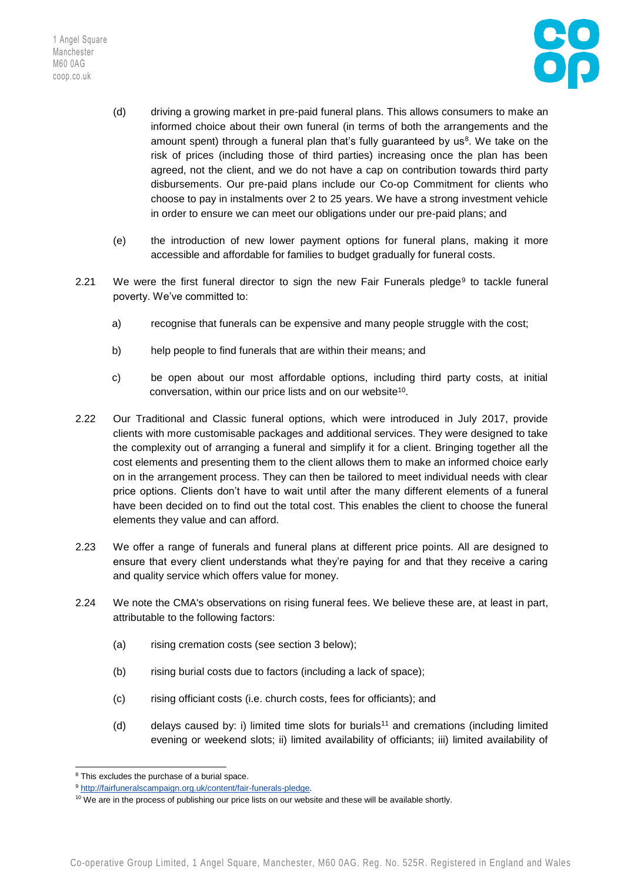(d) driving a growing market in pre-paid funeral plans. This allows consumers to make an informed choice about their own funeral (in terms of both the arrangements and the amount spent) through a funeral plan that's fully guaranteed by us[8]. We take on the risk of prices (including those of third parties) increasing once the plan has been agreed, not the client, and we do not have a cap on contribution towards third party disbursements. Our pre-paid plans include our Co-op Commitment for clients who choose to pay in instalments over 2 to 25 years. We have a strong investment vehicle in order to ensure we can meet our obligations under our pre-paid plans; and

(e) the introduction of new lower payment options for funeral plans, making it more accessible and affordable for families to budget gradually for funeral costs.

2.21 We were the first funeral director to sign the new Fair Funerals pledge[9] to tackle funeral poverty. We've committed to:

a) recognise that funerals can be expensive and many people struggle with the cost;

b) help people to find funerals that are within their means; and

c) be open about our most affordable options, including third party costs, at initial conversation, within our price lists and on our website[10].

2.22 Our Traditional and Classic funeral options, which were introduced in July 2017, provide clients with more customisable packages and additional services. They were designed to take the complexity out of arranging a funeral and simplify it for a client. Bringing together all the cost elements and presenting them to the client allows them to make an informed choice early on in the arrangement process. They can then be tailored to meet individual needs with clear price options. Clients don't have to wait until after the many different elements of a funeral have been decided on to find out the total cost. This enables the client to choose the funeral elements they value and can afford.

2.23 We offer a range of funerals and funeral plans at different price points. All are designed to ensure that every client understands what they're paying for and that they receive a caring and quality service which offers value for money.

2.24 We note the CMA's observations on rising funeral fees. We believe these are, at least in part, attributable to the following factors:

(a) rising cremation costs (see section 3 below);

(b) rising burial costs due to factors (including a lack of space);

(c) rising officiant costs (i.e. church costs, fees for officiants); and

(d) delays caused by: i) limited time slots for burials[11] and cremations (including limited evening or weekend slots; ii) limited availability of officiants; iii) limited availability of

---

[8] This excludes the purchase of a burial space.

[9] http://fairfuneralscampaign.org.uk/content/fair-funerals-pledge.

[10] We are in the process of publishing our price lists on our website and these will be available shortly.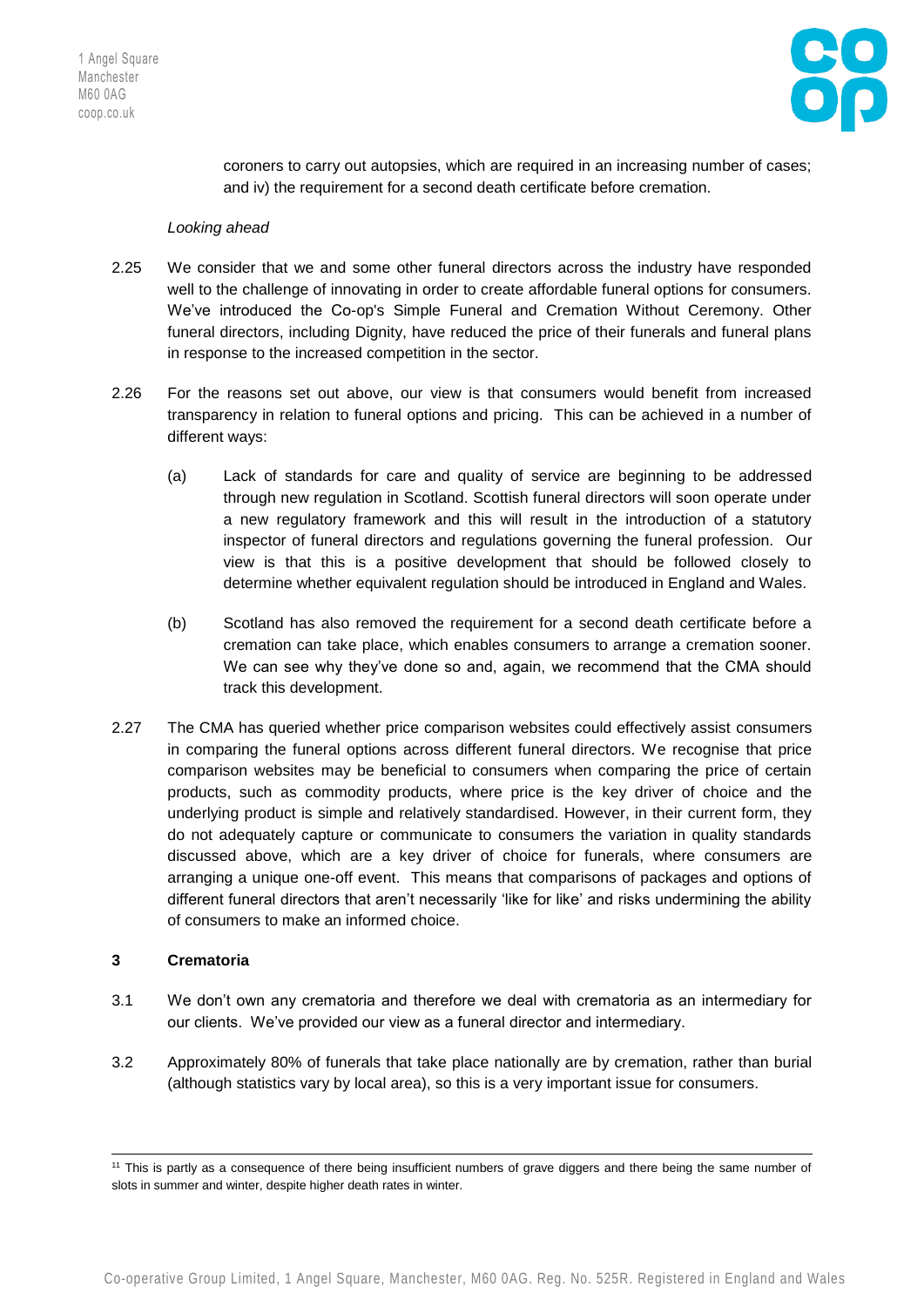coroners to carry out autopsies, which are required in an increasing number of cases; and iv) the requirement for a second death certificate before cremation.

*Looking ahead*

2.25 We consider that we and some other funeral directors across the industry have responded well to the challenge of innovating in order to create affordable funeral options for consumers. We've introduced the Co-op's Simple Funeral and Cremation Without Ceremony. Other funeral directors, including Dignity, have reduced the price of their funerals and funeral plans in response to the increased competition in the sector.

2.26 For the reasons set out above, our view is that consumers would benefit from increased transparency in relation to funeral options and pricing. This can be achieved in a number of different ways:

(a) Lack of standards for care and quality of service are beginning to be addressed through new regulation in Scotland. Scottish funeral directors will soon operate under a new regulatory framework and this will result in the introduction of a statutory inspector of funeral directors and regulations governing the funeral profession. Our view is that this is a positive development that should be followed closely to determine whether equivalent regulation should be introduced in England and Wales.

(b) Scotland has also removed the requirement for a second death certificate before a cremation can take place, which enables consumers to arrange a cremation sooner. We can see why they've done so and, again, we recommend that the CMA should track this development.

2.27 The CMA has queried whether price comparison websites could effectively assist consumers in comparing the funeral options across different funeral directors. We recognise that price comparison websites may be beneficial to consumers when comparing the price of certain products, such as commodity products, where price is the key driver of choice and the underlying product is simple and relatively standardised. However, in their current form, they do not adequately capture or communicate to consumers the variation in quality standards discussed above, which are a key driver of choice for funerals, where consumers are arranging a unique one-off event. This means that comparisons of packages and options of different funeral directors that aren't necessarily 'like for like' and risks undermining the ability of consumers to make an informed choice.

## 3 Crematoria

3.1 We don't own any crematoria and therefore we deal with crematoria as an intermediary for our clients. We've provided our view as a funeral director and intermediary.

3.2 Approximately 80% of funerals that take place nationally are by cremation, rather than burial (although statistics vary by local area), so this is a very important issue for consumers.

---

[11] This is partly as a consequence of there being insufficient numbers of grave diggers and there being the same number of slots in summer and winter, despite higher death rates in winter.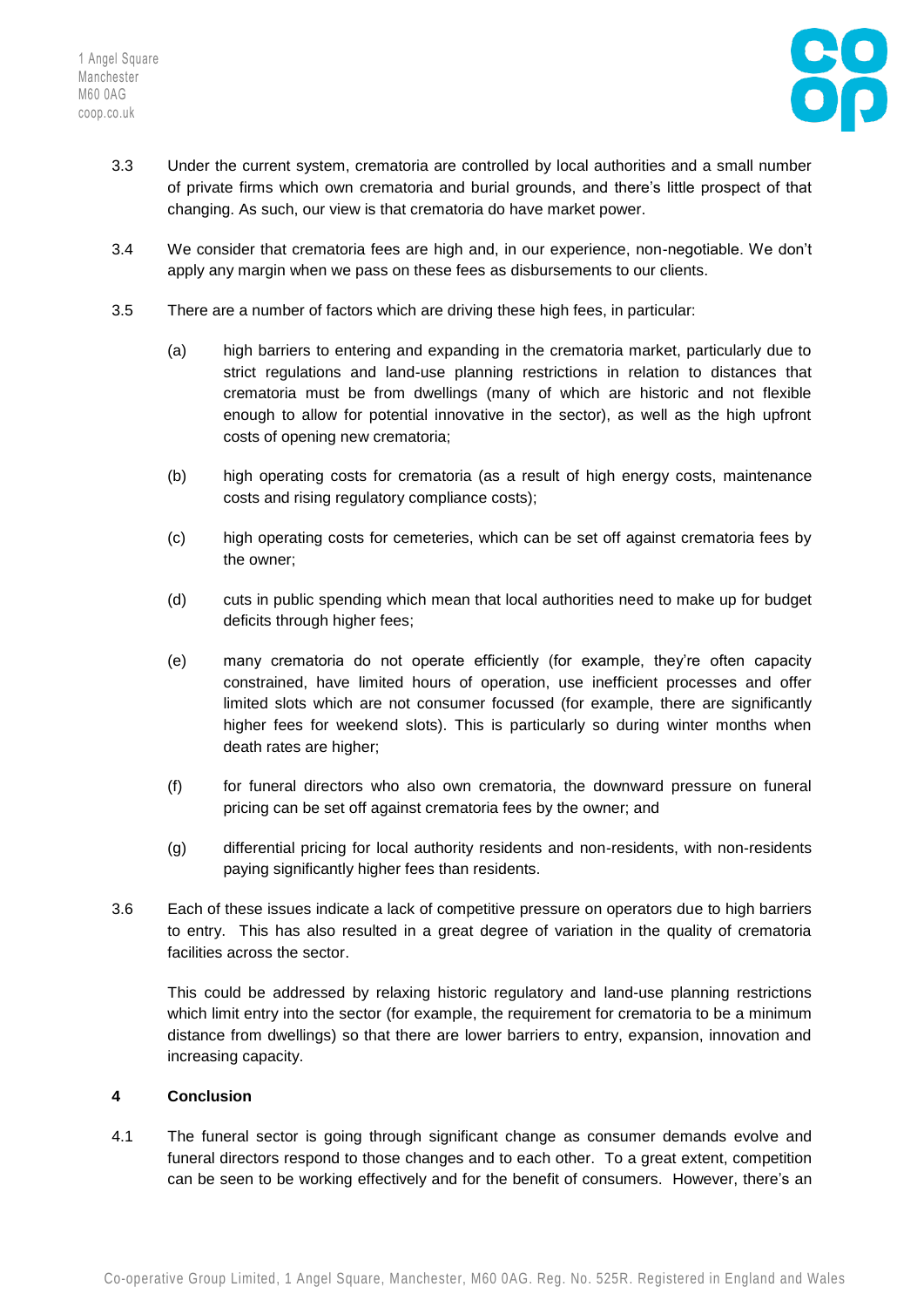3.3 Under the current system, crematoria are controlled by local authorities and a small number of private firms which own crematoria and burial grounds, and there's little prospect of that changing. As such, our view is that crematoria do have market power.

3.4 We consider that crematoria fees are high and, in our experience, non-negotiable. We don't apply any margin when we pass on these fees as disbursements to our clients.

3.5 There are a number of factors which are driving these high fees, in particular:

(a) high barriers to entering and expanding in the crematoria market, particularly due to strict regulations and land-use planning restrictions in relation to distances that crematoria must be from dwellings (many of which are historic and not flexible enough to allow for potential innovative in the sector), as well as the high upfront costs of opening new crematoria;

(b) high operating costs for crematoria (as a result of high energy costs, maintenance costs and rising regulatory compliance costs);

(c) high operating costs for cemeteries, which can be set off against crematoria fees by the owner;

(d) cuts in public spending which mean that local authorities need to make up for budget deficits through higher fees;

(e) many crematoria do not operate efficiently (for example, they're often capacity constrained, have limited hours of operation, use inefficient processes and offer limited slots which are not consumer focussed (for example, there are significantly higher fees for weekend slots). This is particularly so during winter months when death rates are higher;

(f) for funeral directors who also own crematoria, the downward pressure on funeral pricing can be set off against crematoria fees by the owner; and

(g) differential pricing for local authority residents and non-residents, with non-residents paying significantly higher fees than residents.

3.6 Each of these issues indicate a lack of competitive pressure on operators due to high barriers to entry. This has also resulted in a great degree of variation in the quality of crematoria facilities across the sector.

This could be addressed by relaxing historic regulatory and land-use planning restrictions which limit entry into the sector (for example, the requirement for crematoria to be a minimum distance from dwellings) so that there are lower barriers to entry, expansion, innovation and increasing capacity.

## 4 Conclusion

4.1 The funeral sector is going through significant change as consumer demands evolve and funeral directors respond to those changes and to each other. To a great extent, competition can be seen to be working effectively and for the benefit of consumers. However, there's an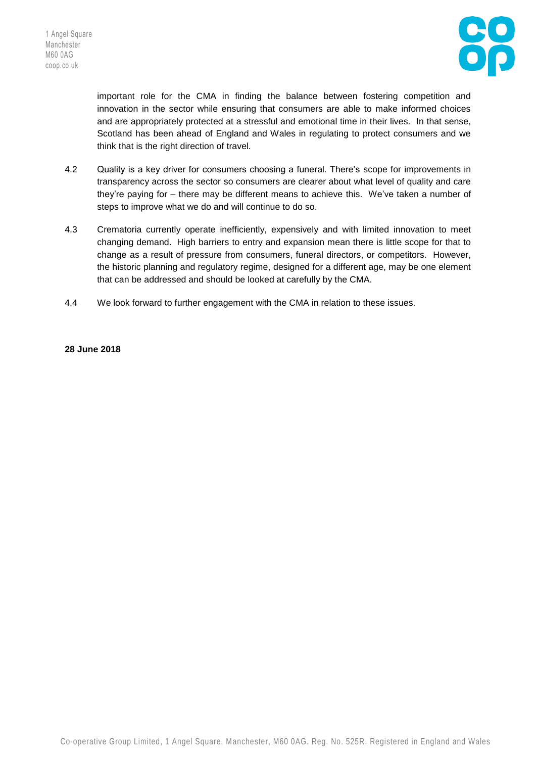important role for the CMA in finding the balance between fostering competition and innovation in the sector while ensuring that consumers are able to make informed choices and are appropriately protected at a stressful and emotional time in their lives. In that sense, Scotland has been ahead of England and Wales in regulating to protect consumers and we think that is the right direction of travel.

4.2 Quality is a key driver for consumers choosing a funeral. There's scope for improvements in transparency across the sector so consumers are clearer about what level of quality and care they're paying for – there may be different means to achieve this. We've taken a number of steps to improve what we do and will continue to do so.

4.3 Crematoria currently operate inefficiently, expensively and with limited innovation to meet changing demand. High barriers to entry and expansion mean there is little scope for that to change as a result of pressure from consumers, funeral directors, or competitors. However, the historic planning and regulatory regime, designed for a different age, may be one element that can be addressed and should be looked at carefully by the CMA.

4.4 We look forward to further engagement with the CMA in relation to these issues.

**28 June 2018**